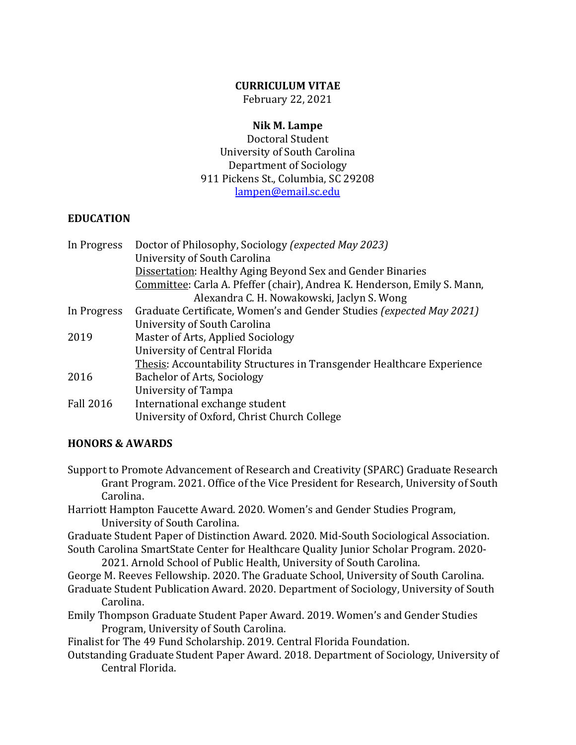**CURRICULUM VITAE**
February 22, 2021

**Nik M. Lampe**
Doctoral Student
University of South Carolina
Department of Sociology
911 Pickens St., Columbia, SC 29208
lampen@email.sc.edu

## EDUCATION

| | |
|---|---|
| In Progress | Doctor of Philosophy, Sociology *(expected May 2023)*<br>University of South Carolina<br>Dissertation: Healthy Aging Beyond Sex and Gender Binaries<br>Committee: Carla A. Pfeffer (chair), Andrea K. Henderson, Emily S. Mann, Alexandra C. H. Nowakowski, Jaclyn S. Wong |
| In Progress | Graduate Certificate, Women's and Gender Studies *(expected May 2021)*<br>University of South Carolina |
| 2019 | Master of Arts, Applied Sociology<br>University of Central Florida<br>Thesis: Accountability Structures in Transgender Healthcare Experience |
| 2016 | Bachelor of Arts, Sociology<br>University of Tampa |
| Fall 2016 | International exchange student<br>University of Oxford, Christ Church College |

## HONORS & AWARDS

Support to Promote Advancement of Research and Creativity (SPARC) Graduate Research Grant Program. 2021. Office of the Vice President for Research, University of South Carolina.

Harriott Hampton Faucette Award. 2020. Women's and Gender Studies Program, University of South Carolina.

Graduate Student Paper of Distinction Award. 2020. Mid-South Sociological Association.

South Carolina SmartState Center for Healthcare Quality Junior Scholar Program. 2020-2021. Arnold School of Public Health, University of South Carolina.

George M. Reeves Fellowship. 2020. The Graduate School, University of South Carolina.

Graduate Student Publication Award. 2020. Department of Sociology, University of South Carolina.

Emily Thompson Graduate Student Paper Award. 2019. Women's and Gender Studies Program, University of South Carolina.

Finalist for The 49 Fund Scholarship. 2019. Central Florida Foundation.

Outstanding Graduate Student Paper Award. 2018. Department of Sociology, University of Central Florida.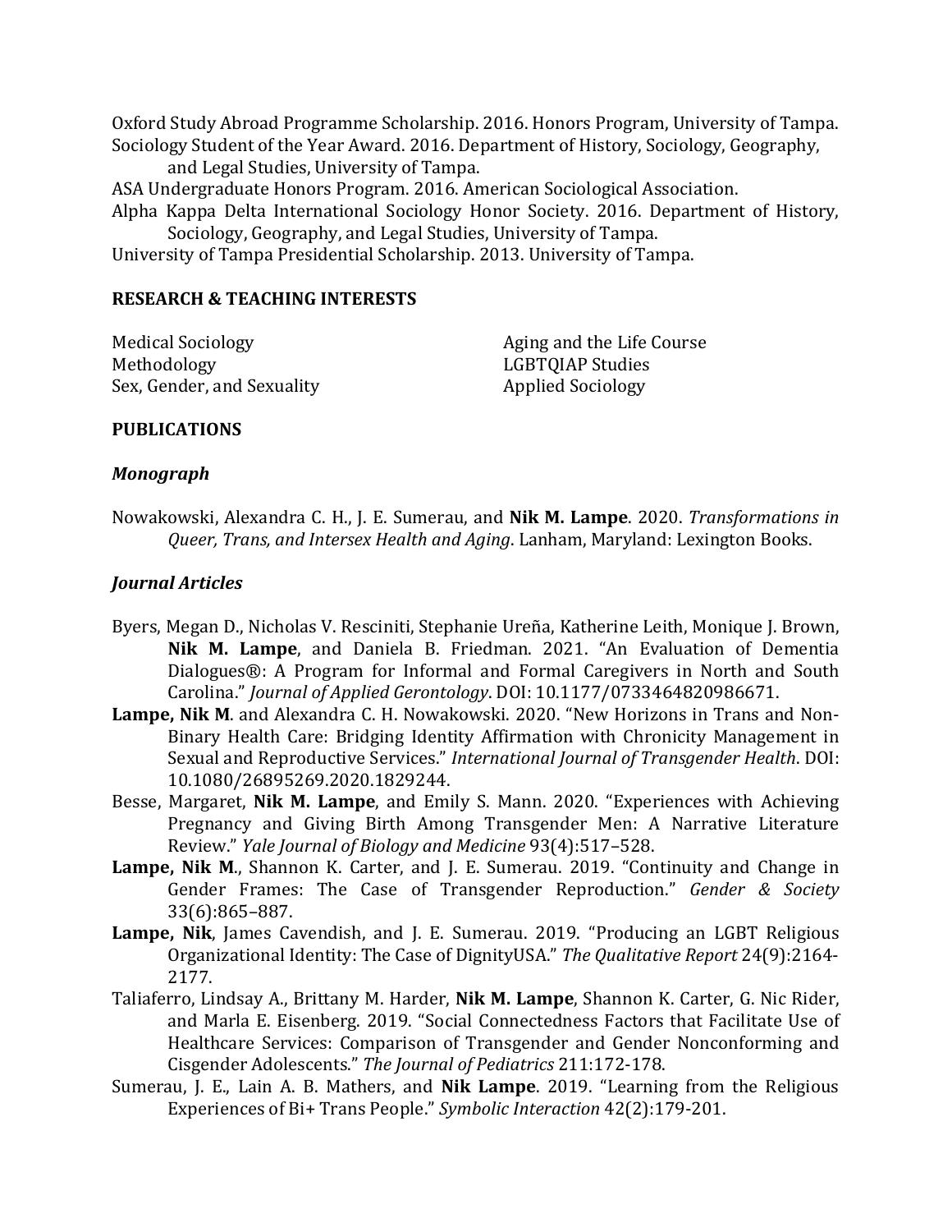Oxford Study Abroad Programme Scholarship. 2016. Honors Program, University of Tampa.

Sociology Student of the Year Award. 2016. Department of History, Sociology, Geography, and Legal Studies, University of Tampa.

ASA Undergraduate Honors Program. 2016. American Sociological Association.

Alpha Kappa Delta International Sociology Honor Society. 2016. Department of History, Sociology, Geography, and Legal Studies, University of Tampa.

University of Tampa Presidential Scholarship. 2013. University of Tampa.

**RESEARCH & TEACHING INTERESTS**

Medical Sociology
Methodology
Sex, Gender, and Sexuality
Aging and the Life Course
LGBTQIAP Studies
Applied Sociology

**PUBLICATIONS**

***Monograph***

Nowakowski, Alexandra C. H., J. E. Sumerau, and **Nik M. Lampe**. 2020. *Transformations in Queer, Trans, and Intersex Health and Aging*. Lanham, Maryland: Lexington Books.

***Journal Articles***

Byers, Megan D., Nicholas V. Resciniti, Stephanie Ureña, Katherine Leith, Monique J. Brown, **Nik M. Lampe**, and Daniela B. Friedman. 2021. "An Evaluation of Dementia Dialogues®: A Program for Informal and Formal Caregivers in North and South Carolina." *Journal of Applied Gerontology*. DOI: 10.1177/0733464820986671.

**Lampe, Nik M**. and Alexandra C. H. Nowakowski. 2020. "New Horizons in Trans and Non-Binary Health Care: Bridging Identity Affirmation with Chronicity Management in Sexual and Reproductive Services." *International Journal of Transgender Health*. DOI: 10.1080/26895269.2020.1829244.

Besse, Margaret, **Nik M. Lampe**, and Emily S. Mann. 2020. "Experiences with Achieving Pregnancy and Giving Birth Among Transgender Men: A Narrative Literature Review." *Yale Journal of Biology and Medicine* 93(4):517–528.

**Lampe, Nik M**., Shannon K. Carter, and J. E. Sumerau. 2019. "Continuity and Change in Gender Frames: The Case of Transgender Reproduction." *Gender & Society* 33(6):865–887.

**Lampe, Nik**, James Cavendish, and J. E. Sumerau. 2019. "Producing an LGBT Religious Organizational Identity: The Case of DignityUSA." *The Qualitative Report* 24(9):2164-2177.

Taliaferro, Lindsay A., Brittany M. Harder, **Nik M. Lampe**, Shannon K. Carter, G. Nic Rider, and Marla E. Eisenberg. 2019. "Social Connectedness Factors that Facilitate Use of Healthcare Services: Comparison of Transgender and Gender Nonconforming and Cisgender Adolescents." *The Journal of Pediatrics* 211:172-178.

Sumerau, J. E., Lain A. B. Mathers, and **Nik Lampe**. 2019. "Learning from the Religious Experiences of Bi+ Trans People." *Symbolic Interaction* 42(2):179-201.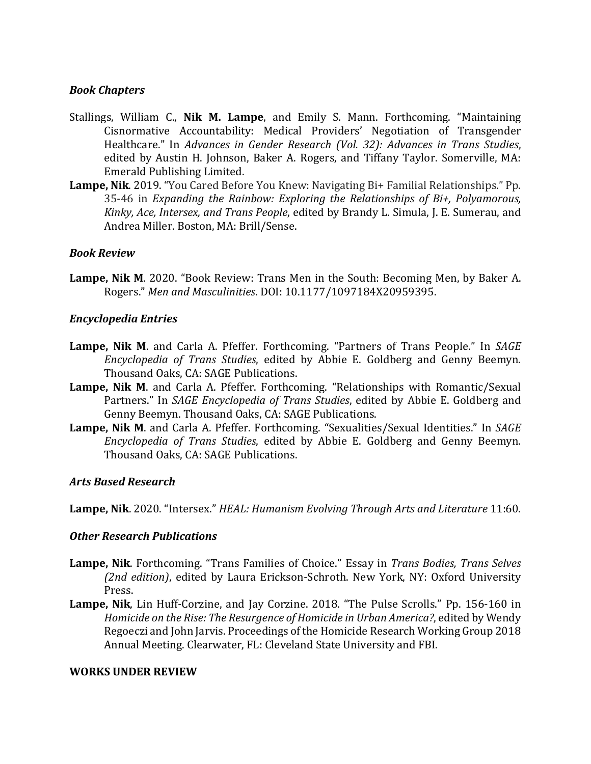### *Book Chapters*

Stallings, William C., **Nik M. Lampe**, and Emily S. Mann. Forthcoming. "Maintaining Cisnormative Accountability: Medical Providers' Negotiation of Transgender Healthcare." In *Advances in Gender Research (Vol. 32): Advances in Trans Studies*, edited by Austin H. Johnson, Baker A. Rogers, and Tiffany Taylor. Somerville, MA: Emerald Publishing Limited.

**Lampe, Nik**. 2019. "You Cared Before You Knew: Navigating Bi+ Familial Relationships." Pp. 35-46 in *Expanding the Rainbow: Exploring the Relationships of Bi+, Polyamorous, Kinky, Ace, Intersex, and Trans People*, edited by Brandy L. Simula, J. E. Sumerau, and Andrea Miller. Boston, MA: Brill/Sense.

### *Book Review*

**Lampe, Nik M**. 2020. "Book Review: Trans Men in the South: Becoming Men, by Baker A. Rogers." *Men and Masculinities*. DOI: 10.1177/1097184X20959395.

### *Encyclopedia Entries*

**Lampe, Nik M**. and Carla A. Pfeffer. Forthcoming. "Partners of Trans People." In *SAGE Encyclopedia of Trans Studies*, edited by Abbie E. Goldberg and Genny Beemyn. Thousand Oaks, CA: SAGE Publications.

**Lampe, Nik M**. and Carla A. Pfeffer. Forthcoming. "Relationships with Romantic/Sexual Partners." In *SAGE Encyclopedia of Trans Studies*, edited by Abbie E. Goldberg and Genny Beemyn. Thousand Oaks, CA: SAGE Publications.

**Lampe, Nik M**. and Carla A. Pfeffer. Forthcoming. "Sexualities/Sexual Identities." In *SAGE Encyclopedia of Trans Studies*, edited by Abbie E. Goldberg and Genny Beemyn. Thousand Oaks, CA: SAGE Publications.

### *Arts Based Research*

**Lampe, Nik**. 2020. "Intersex." *HEAL: Humanism Evolving Through Arts and Literature* 11:60.

### *Other Research Publications*

**Lampe, Nik**. Forthcoming. "Trans Families of Choice." Essay in *Trans Bodies, Trans Selves (2nd edition)*, edited by Laura Erickson-Schroth. New York, NY: Oxford University Press.

**Lampe, Nik**, Lin Huff-Corzine, and Jay Corzine. 2018. "The Pulse Scrolls." Pp. 156-160 in *Homicide on the Rise: The Resurgence of Homicide in Urban America?*, edited by Wendy Regoeczi and John Jarvis. Proceedings of the Homicide Research Working Group 2018 Annual Meeting. Clearwater, FL: Cleveland State University and FBI.

## WORKS UNDER REVIEW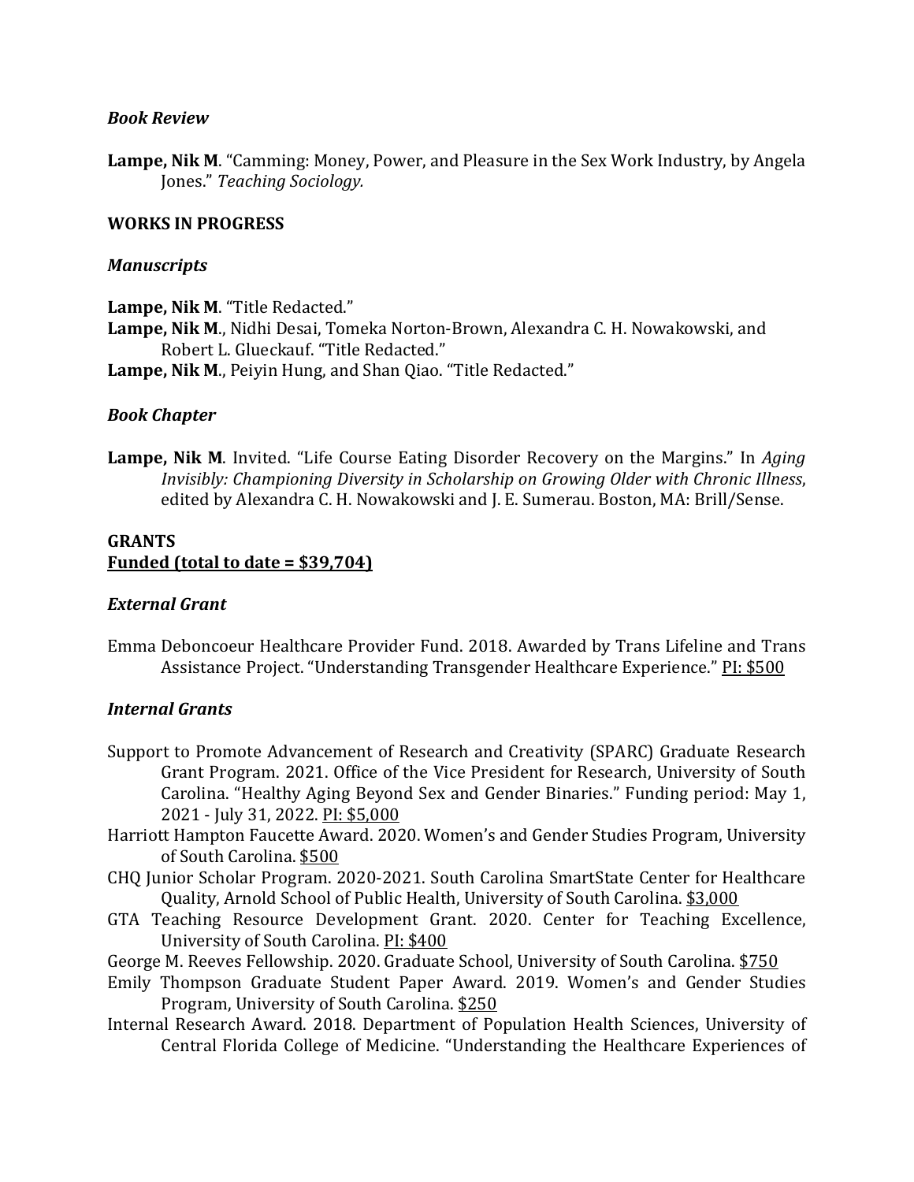### *Book Review*

**Lampe, Nik M**. "Camming: Money, Power, and Pleasure in the Sex Work Industry, by Angela Jones." *Teaching Sociology.*

## WORKS IN PROGRESS

### *Manuscripts*

**Lampe, Nik M**. "Title Redacted."

**Lampe, Nik M**., Nidhi Desai, Tomeka Norton-Brown, Alexandra C. H. Nowakowski, and Robert L. Glueckauf. "Title Redacted."

**Lampe, Nik M**., Peiyin Hung, and Shan Qiao. "Title Redacted."

### *Book Chapter*

**Lampe, Nik M**. Invited. "Life Course Eating Disorder Recovery on the Margins." In *Aging Invisibly: Championing Diversity in Scholarship on Growing Older with Chronic Illness*, edited by Alexandra C. H. Nowakowski and J. E. Sumerau. Boston, MA: Brill/Sense.

## GRANTS

**Funded (total to date = $39,704)**

### *External Grant*

Emma Deboncoeur Healthcare Provider Fund. 2018. Awarded by Trans Lifeline and Trans Assistance Project. "Understanding Transgender Healthcare Experience." PI: $500

### *Internal Grants*

Support to Promote Advancement of Research and Creativity (SPARC) Graduate Research Grant Program. 2021. Office of the Vice President for Research, University of South Carolina. "Healthy Aging Beyond Sex and Gender Binaries." Funding period: May 1, 2021 - July 31, 2022. PI: $5,000

Harriott Hampton Faucette Award. 2020. Women's and Gender Studies Program, University of South Carolina. $500

CHQ Junior Scholar Program. 2020-2021. South Carolina SmartState Center for Healthcare Quality, Arnold School of Public Health, University of South Carolina. $3,000

GTA Teaching Resource Development Grant. 2020. Center for Teaching Excellence, University of South Carolina. PI: $400

George M. Reeves Fellowship. 2020. Graduate School, University of South Carolina. $750

Emily Thompson Graduate Student Paper Award. 2019. Women's and Gender Studies Program, University of South Carolina. $250

Internal Research Award. 2018. Department of Population Health Sciences, University of Central Florida College of Medicine. "Understanding the Healthcare Experiences of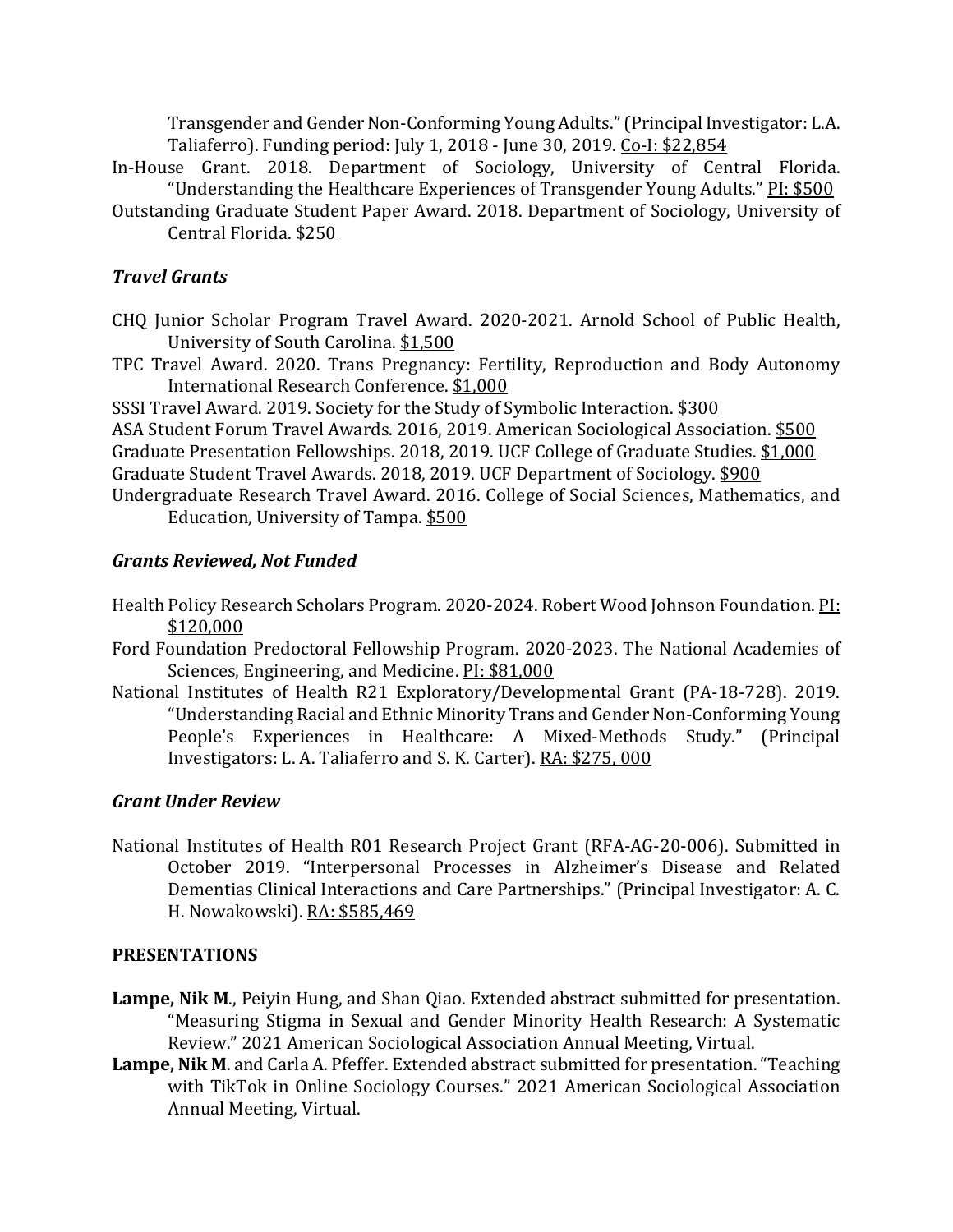Transgender and Gender Non-Conforming Young Adults." (Principal Investigator: L.A. Taliaferro). Funding period: July 1, 2018 - June 30, 2019. Co-I: $22,854

In-House Grant. 2018. Department of Sociology, University of Central Florida. "Understanding the Healthcare Experiences of Transgender Young Adults." PI: $500

Outstanding Graduate Student Paper Award. 2018. Department of Sociology, University of Central Florida. $250

### *Travel Grants*

CHQ Junior Scholar Program Travel Award. 2020-2021. Arnold School of Public Health, University of South Carolina. $1,500

TPC Travel Award. 2020. Trans Pregnancy: Fertility, Reproduction and Body Autonomy International Research Conference. $1,000

SSSI Travel Award. 2019. Society for the Study of Symbolic Interaction. $300

ASA Student Forum Travel Awards. 2016, 2019. American Sociological Association. $500

Graduate Presentation Fellowships. 2018, 2019. UCF College of Graduate Studies. $1,000

Graduate Student Travel Awards. 2018, 2019. UCF Department of Sociology. $900

Undergraduate Research Travel Award. 2016. College of Social Sciences, Mathematics, and Education, University of Tampa. $500

### *Grants Reviewed, Not Funded*

Health Policy Research Scholars Program. 2020-2024. Robert Wood Johnson Foundation. PI: $120,000

Ford Foundation Predoctoral Fellowship Program. 2020-2023. The National Academies of Sciences, Engineering, and Medicine. PI: $81,000

National Institutes of Health R21 Exploratory/Developmental Grant (PA-18-728). 2019. "Understanding Racial and Ethnic Minority Trans and Gender Non-Conforming Young People's Experiences in Healthcare: A Mixed-Methods Study." (Principal Investigators: L. A. Taliaferro and S. K. Carter). RA: $275, 000

### *Grant Under Review*

National Institutes of Health R01 Research Project Grant (RFA-AG-20-006). Submitted in October 2019. "Interpersonal Processes in Alzheimer's Disease and Related Dementias Clinical Interactions and Care Partnerships." (Principal Investigator: A. C. H. Nowakowski). RA: $585,469

## PRESENTATIONS

**Lampe, Nik M**., Peiyin Hung, and Shan Qiao. Extended abstract submitted for presentation. "Measuring Stigma in Sexual and Gender Minority Health Research: A Systematic Review." 2021 American Sociological Association Annual Meeting, Virtual.

**Lampe, Nik M**. and Carla A. Pfeffer. Extended abstract submitted for presentation. "Teaching with TikTok in Online Sociology Courses." 2021 American Sociological Association Annual Meeting, Virtual.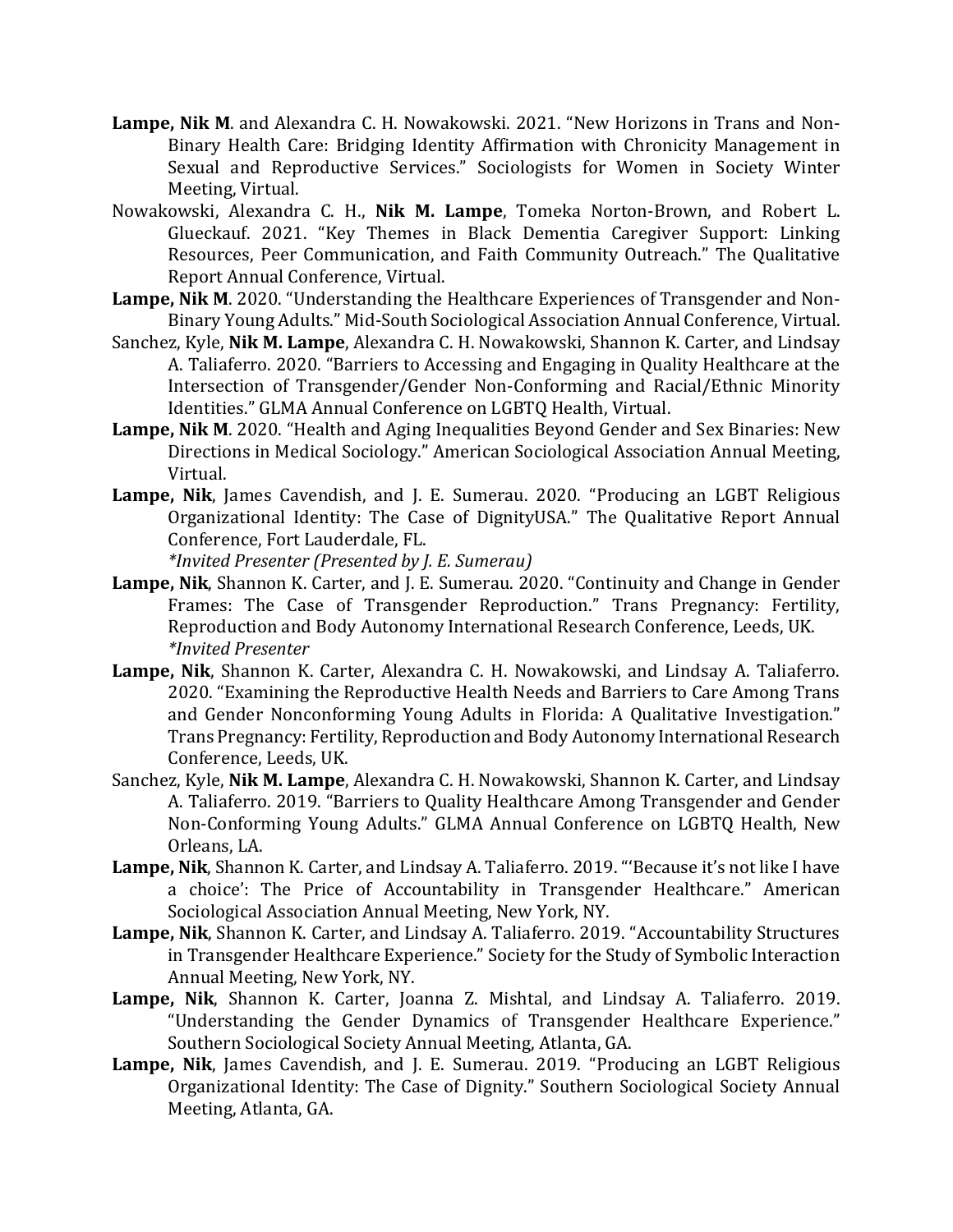**Lampe, Nik M**. and Alexandra C. H. Nowakowski. 2021. "New Horizons in Trans and Non-Binary Health Care: Bridging Identity Affirmation with Chronicity Management in Sexual and Reproductive Services." Sociologists for Women in Society Winter Meeting, Virtual.

Nowakowski, Alexandra C. H., **Nik M. Lampe**, Tomeka Norton-Brown, and Robert L. Glueckauf. 2021. "Key Themes in Black Dementia Caregiver Support: Linking Resources, Peer Communication, and Faith Community Outreach." The Qualitative Report Annual Conference, Virtual.

**Lampe, Nik M**. 2020. "Understanding the Healthcare Experiences of Transgender and Non-Binary Young Adults." Mid-South Sociological Association Annual Conference, Virtual.

Sanchez, Kyle, **Nik M. Lampe**, Alexandra C. H. Nowakowski, Shannon K. Carter, and Lindsay A. Taliaferro. 2020. "Barriers to Accessing and Engaging in Quality Healthcare at the Intersection of Transgender/Gender Non-Conforming and Racial/Ethnic Minority Identities." GLMA Annual Conference on LGBTQ Health, Virtual.

**Lampe, Nik M**. 2020. "Health and Aging Inequalities Beyond Gender and Sex Binaries: New Directions in Medical Sociology." American Sociological Association Annual Meeting, Virtual.

**Lampe, Nik**, James Cavendish, and J. E. Sumerau. 2020. "Producing an LGBT Religious Organizational Identity: The Case of DignityUSA." The Qualitative Report Annual Conference, Fort Lauderdale, FL.
*\*Invited Presenter (Presented by J. E. Sumerau)*

**Lampe, Nik**, Shannon K. Carter, and J. E. Sumerau. 2020. "Continuity and Change in Gender Frames: The Case of Transgender Reproduction." Trans Pregnancy: Fertility, Reproduction and Body Autonomy International Research Conference, Leeds, UK.
*\*Invited Presenter*

**Lampe, Nik**, Shannon K. Carter, Alexandra C. H. Nowakowski, and Lindsay A. Taliaferro. 2020. "Examining the Reproductive Health Needs and Barriers to Care Among Trans and Gender Nonconforming Young Adults in Florida: A Qualitative Investigation." Trans Pregnancy: Fertility, Reproduction and Body Autonomy International Research Conference, Leeds, UK.

Sanchez, Kyle, **Nik M. Lampe**, Alexandra C. H. Nowakowski, Shannon K. Carter, and Lindsay A. Taliaferro. 2019. "Barriers to Quality Healthcare Among Transgender and Gender Non-Conforming Young Adults." GLMA Annual Conference on LGBTQ Health, New Orleans, LA.

**Lampe, Nik**, Shannon K. Carter, and Lindsay A. Taliaferro. 2019. "'Because it's not like I have a choice': The Price of Accountability in Transgender Healthcare." American Sociological Association Annual Meeting, New York, NY.

**Lampe, Nik**, Shannon K. Carter, and Lindsay A. Taliaferro. 2019. "Accountability Structures in Transgender Healthcare Experience." Society for the Study of Symbolic Interaction Annual Meeting, New York, NY.

**Lampe, Nik**, Shannon K. Carter, Joanna Z. Mishtal, and Lindsay A. Taliaferro. 2019. "Understanding the Gender Dynamics of Transgender Healthcare Experience." Southern Sociological Society Annual Meeting, Atlanta, GA.

**Lampe, Nik**, James Cavendish, and J. E. Sumerau. 2019. "Producing an LGBT Religious Organizational Identity: The Case of Dignity." Southern Sociological Society Annual Meeting, Atlanta, GA.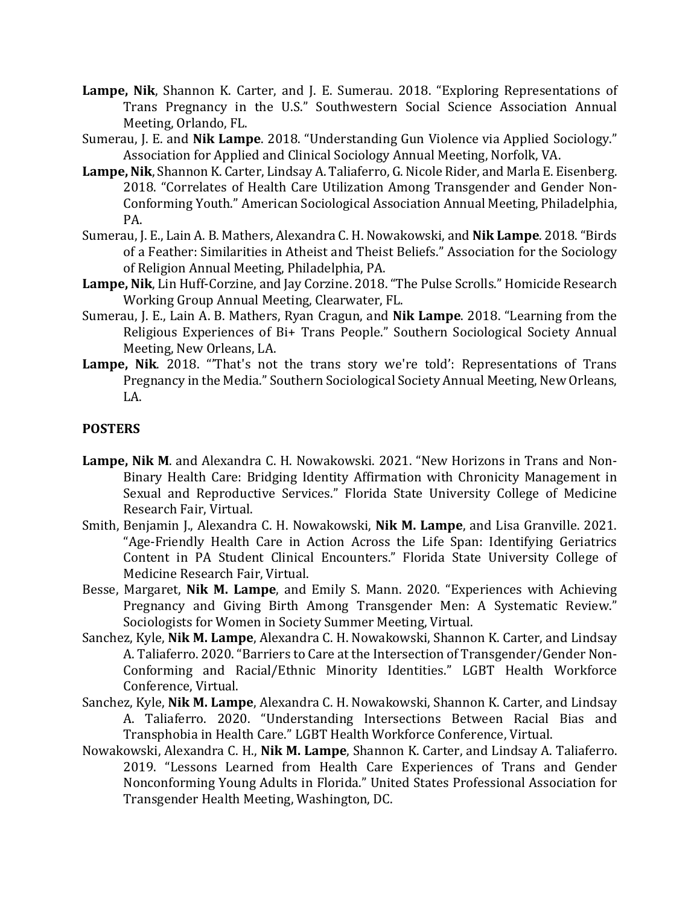**Lampe, Nik**, Shannon K. Carter, and J. E. Sumerau. 2018. "Exploring Representations of Trans Pregnancy in the U.S." Southwestern Social Science Association Annual Meeting, Orlando, FL.

Sumerau, J. E. and **Nik Lampe**. 2018. "Understanding Gun Violence via Applied Sociology." Association for Applied and Clinical Sociology Annual Meeting, Norfolk, VA.

**Lampe, Nik**, Shannon K. Carter, Lindsay A. Taliaferro, G. Nicole Rider, and Marla E. Eisenberg. 2018. "Correlates of Health Care Utilization Among Transgender and Gender Non-Conforming Youth." American Sociological Association Annual Meeting, Philadelphia, PA.

Sumerau, J. E., Lain A. B. Mathers, Alexandra C. H. Nowakowski, and **Nik Lampe**. 2018. "Birds of a Feather: Similarities in Atheist and Theist Beliefs." Association for the Sociology of Religion Annual Meeting, Philadelphia, PA.

**Lampe, Nik**, Lin Huff-Corzine, and Jay Corzine. 2018. "The Pulse Scrolls." Homicide Research Working Group Annual Meeting, Clearwater, FL.

Sumerau, J. E., Lain A. B. Mathers, Ryan Cragun, and **Nik Lampe**. 2018. "Learning from the Religious Experiences of Bi+ Trans People." Southern Sociological Society Annual Meeting, New Orleans, LA.

**Lampe, Nik**. 2018. "'That's not the trans story we're told': Representations of Trans Pregnancy in the Media." Southern Sociological Society Annual Meeting, New Orleans, LA.

**POSTERS**

**Lampe, Nik M**. and Alexandra C. H. Nowakowski. 2021. "New Horizons in Trans and Non-Binary Health Care: Bridging Identity Affirmation with Chronicity Management in Sexual and Reproductive Services." Florida State University College of Medicine Research Fair, Virtual.

Smith, Benjamin J., Alexandra C. H. Nowakowski, **Nik M. Lampe**, and Lisa Granville. 2021. "Age-Friendly Health Care in Action Across the Life Span: Identifying Geriatrics Content in PA Student Clinical Encounters." Florida State University College of Medicine Research Fair, Virtual.

Besse, Margaret, **Nik M. Lampe**, and Emily S. Mann. 2020. "Experiences with Achieving Pregnancy and Giving Birth Among Transgender Men: A Systematic Review." Sociologists for Women in Society Summer Meeting, Virtual.

Sanchez, Kyle, **Nik M. Lampe**, Alexandra C. H. Nowakowski, Shannon K. Carter, and Lindsay A. Taliaferro. 2020. "Barriers to Care at the Intersection of Transgender/Gender Non-Conforming and Racial/Ethnic Minority Identities." LGBT Health Workforce Conference, Virtual.

Sanchez, Kyle, **Nik M. Lampe**, Alexandra C. H. Nowakowski, Shannon K. Carter, and Lindsay A. Taliaferro. 2020. "Understanding Intersections Between Racial Bias and Transphobia in Health Care." LGBT Health Workforce Conference, Virtual.

Nowakowski, Alexandra C. H., **Nik M. Lampe**, Shannon K. Carter, and Lindsay A. Taliaferro. 2019. "Lessons Learned from Health Care Experiences of Trans and Gender Nonconforming Young Adults in Florida." United States Professional Association for Transgender Health Meeting, Washington, DC.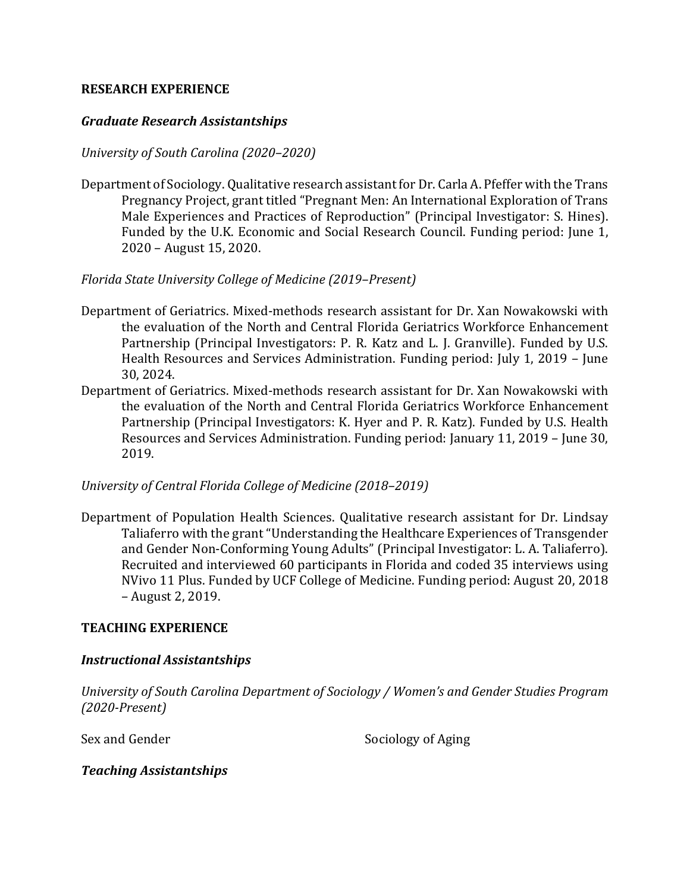## RESEARCH EXPERIENCE

### *Graduate Research Assistantships*

*University of South Carolina (2020–2020)*

Department of Sociology. Qualitative research assistant for Dr. Carla A. Pfeffer with the Trans Pregnancy Project, grant titled "Pregnant Men: An International Exploration of Trans Male Experiences and Practices of Reproduction" (Principal Investigator: S. Hines). Funded by the U.K. Economic and Social Research Council. Funding period: June 1, 2020 – August 15, 2020.

*Florida State University College of Medicine (2019–Present)*

Department of Geriatrics. Mixed-methods research assistant for Dr. Xan Nowakowski with the evaluation of the North and Central Florida Geriatrics Workforce Enhancement Partnership (Principal Investigators: P. R. Katz and L. J. Granville). Funded by U.S. Health Resources and Services Administration. Funding period: July 1, 2019 – June 30, 2024.

Department of Geriatrics. Mixed-methods research assistant for Dr. Xan Nowakowski with the evaluation of the North and Central Florida Geriatrics Workforce Enhancement Partnership (Principal Investigators: K. Hyer and P. R. Katz). Funded by U.S. Health Resources and Services Administration. Funding period: January 11, 2019 – June 30, 2019.

*University of Central Florida College of Medicine (2018–2019)*

Department of Population Health Sciences. Qualitative research assistant for Dr. Lindsay Taliaferro with the grant "Understanding the Healthcare Experiences of Transgender and Gender Non-Conforming Young Adults" (Principal Investigator: L. A. Taliaferro). Recruited and interviewed 60 participants in Florida and coded 35 interviews using NVivo 11 Plus. Funded by UCF College of Medicine. Funding period: August 20, 2018 – August 2, 2019.

## TEACHING EXPERIENCE

### *Instructional Assistantships*

*University of South Carolina Department of Sociology / Women's and Gender Studies Program (2020-Present)*

Sex and Gender

Sociology of Aging

### *Teaching Assistantships*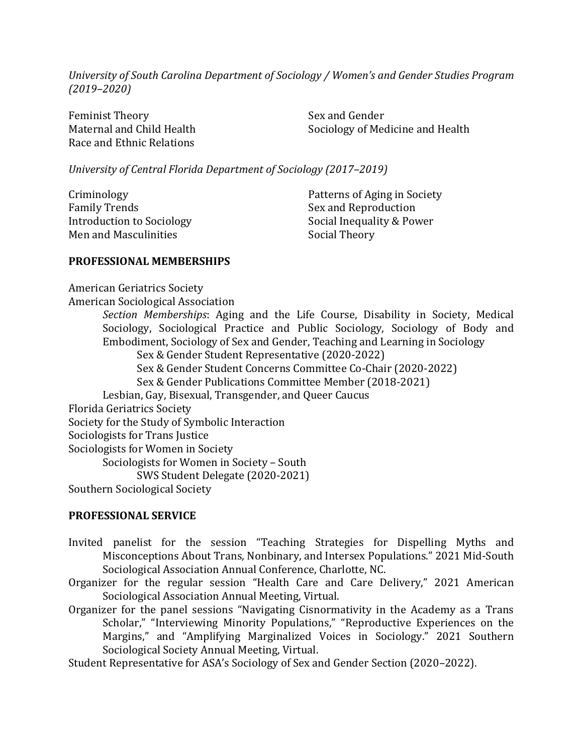*University of South Carolina Department of Sociology / Women's and Gender Studies Program (2019–2020)*

Feminist Theory
Maternal and Child Health
Race and Ethnic Relations
Sex and Gender
Sociology of Medicine and Health

*University of Central Florida Department of Sociology (2017–2019)*

Criminology
Family Trends
Introduction to Sociology
Men and Masculinities
Patterns of Aging in Society
Sex and Reproduction
Social Inequality & Power
Social Theory

**PROFESSIONAL MEMBERSHIPS**

American Geriatrics Society
American Sociological Association
- *Section Memberships*: Aging and the Life Course, Disability in Society, Medical Sociology, Sociological Practice and Public Sociology, Sociology of Body and Embodiment, Sociology of Sex and Gender, Teaching and Learning in Sociology
  - Sex & Gender Student Representative (2020-2022)
  - Sex & Gender Student Concerns Committee Co-Chair (2020-2022)
  - Sex & Gender Publications Committee Member (2018-2021)
- Lesbian, Gay, Bisexual, Transgender, and Queer Caucus

Florida Geriatrics Society
Society for the Study of Symbolic Interaction
Sociologists for Trans Justice
Sociologists for Women in Society
- Sociologists for Women in Society – South
  - SWS Student Delegate (2020-2021)

Southern Sociological Society

**PROFESSIONAL SERVICE**

Invited panelist for the session "Teaching Strategies for Dispelling Myths and Misconceptions About Trans, Nonbinary, and Intersex Populations." 2021 Mid-South Sociological Association Annual Conference, Charlotte, NC.

Organizer for the regular session "Health Care and Care Delivery," 2021 American Sociological Association Annual Meeting, Virtual.

Organizer for the panel sessions "Navigating Cisnormativity in the Academy as a Trans Scholar," "Interviewing Minority Populations," "Reproductive Experiences on the Margins," and "Amplifying Marginalized Voices in Sociology." 2021 Southern Sociological Society Annual Meeting, Virtual.

Student Representative for ASA's Sociology of Sex and Gender Section (2020–2022).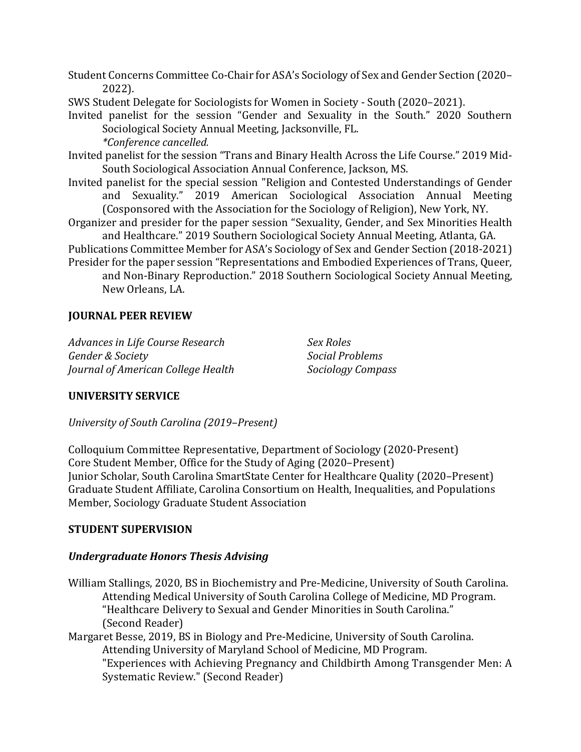Student Concerns Committee Co-Chair for ASA's Sociology of Sex and Gender Section (2020–2022).

SWS Student Delegate for Sociologists for Women in Society - South (2020–2021).

Invited panelist for the session "Gender and Sexuality in the South." 2020 Southern Sociological Society Annual Meeting, Jacksonville, FL.
*\*Conference cancelled.*

Invited panelist for the session "Trans and Binary Health Across the Life Course." 2019 Mid-South Sociological Association Annual Conference, Jackson, MS.

Invited panelist for the special session "Religion and Contested Understandings of Gender and Sexuality." 2019 American Sociological Association Annual Meeting (Cosponsored with the Association for the Sociology of Religion), New York, NY.

Organizer and presider for the paper session "Sexuality, Gender, and Sex Minorities Health and Healthcare." 2019 Southern Sociological Society Annual Meeting, Atlanta, GA.

Publications Committee Member for ASA's Sociology of Sex and Gender Section (2018-2021)

Presider for the paper session "Representations and Embodied Experiences of Trans, Queer, and Non-Binary Reproduction." 2018 Southern Sociological Society Annual Meeting, New Orleans, LA.

**JOURNAL PEER REVIEW**

*Advances in Life Course Research*
*Gender & Society*
*Journal of American College Health*
*Sex Roles*
*Social Problems*
*Sociology Compass*

**UNIVERSITY SERVICE**

*University of South Carolina (2019–Present)*

Colloquium Committee Representative, Department of Sociology (2020-Present)
Core Student Member, Office for the Study of Aging (2020–Present)
Junior Scholar, South Carolina SmartState Center for Healthcare Quality (2020–Present)
Graduate Student Affiliate, Carolina Consortium on Health, Inequalities, and Populations
Member, Sociology Graduate Student Association

**STUDENT SUPERVISION**

***Undergraduate Honors Thesis Advising***

William Stallings, 2020, BS in Biochemistry and Pre-Medicine, University of South Carolina.
Attending Medical University of South Carolina College of Medicine, MD Program.
"Healthcare Delivery to Sexual and Gender Minorities in South Carolina."
(Second Reader)

Margaret Besse, 2019, BS in Biology and Pre-Medicine, University of South Carolina.
Attending University of Maryland School of Medicine, MD Program.
"Experiences with Achieving Pregnancy and Childbirth Among Transgender Men: A Systematic Review." (Second Reader)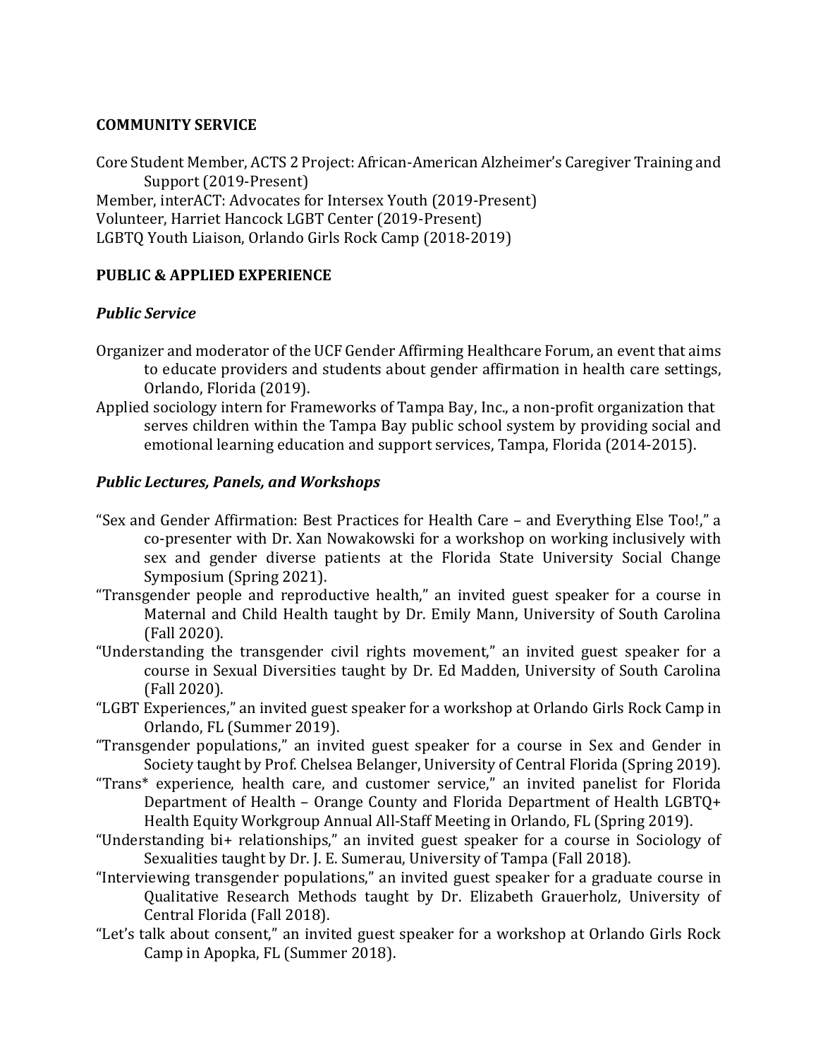## COMMUNITY SERVICE

Core Student Member, ACTS 2 Project: African-American Alzheimer's Caregiver Training and Support (2019-Present)
Member, interACT: Advocates for Intersex Youth (2019-Present)
Volunteer, Harriet Hancock LGBT Center (2019-Present)
LGBTQ Youth Liaison, Orlando Girls Rock Camp (2018-2019)

## PUBLIC & APPLIED EXPERIENCE

### *Public Service*

Organizer and moderator of the UCF Gender Affirming Healthcare Forum, an event that aims to educate providers and students about gender affirmation in health care settings, Orlando, Florida (2019).

Applied sociology intern for Frameworks of Tampa Bay, Inc., a non-profit organization that serves children within the Tampa Bay public school system by providing social and emotional learning education and support services, Tampa, Florida (2014-2015).

### *Public Lectures, Panels, and Workshops*

"Sex and Gender Affirmation: Best Practices for Health Care – and Everything Else Too!," a co-presenter with Dr. Xan Nowakowski for a workshop on working inclusively with sex and gender diverse patients at the Florida State University Social Change Symposium (Spring 2021).

"Transgender people and reproductive health," an invited guest speaker for a course in Maternal and Child Health taught by Dr. Emily Mann, University of South Carolina (Fall 2020).

"Understanding the transgender civil rights movement," an invited guest speaker for a course in Sexual Diversities taught by Dr. Ed Madden, University of South Carolina (Fall 2020).

"LGBT Experiences," an invited guest speaker for a workshop at Orlando Girls Rock Camp in Orlando, FL (Summer 2019).

"Transgender populations," an invited guest speaker for a course in Sex and Gender in Society taught by Prof. Chelsea Belanger, University of Central Florida (Spring 2019).

"Trans* experience, health care, and customer service," an invited panelist for Florida Department of Health – Orange County and Florida Department of Health LGBTQ+ Health Equity Workgroup Annual All-Staff Meeting in Orlando, FL (Spring 2019).

"Understanding bi+ relationships," an invited guest speaker for a course in Sociology of Sexualities taught by Dr. J. E. Sumerau, University of Tampa (Fall 2018).

"Interviewing transgender populations," an invited guest speaker for a graduate course in Qualitative Research Methods taught by Dr. Elizabeth Grauerholz, University of Central Florida (Fall 2018).

"Let's talk about consent," an invited guest speaker for a workshop at Orlando Girls Rock Camp in Apopka, FL (Summer 2018).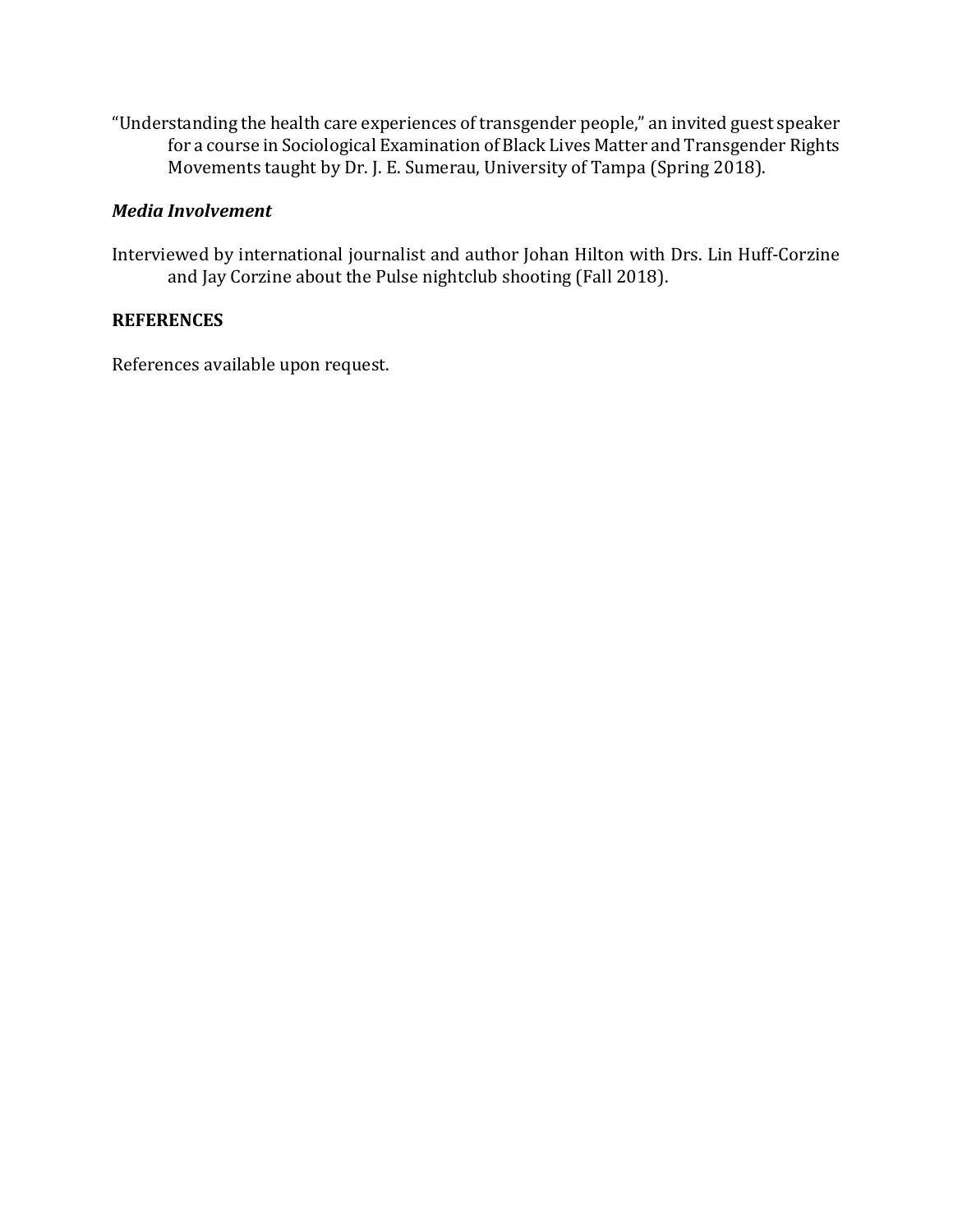"Understanding the health care experiences of transgender people," an invited guest speaker for a course in Sociological Examination of Black Lives Matter and Transgender Rights Movements taught by Dr. J. E. Sumerau, University of Tampa (Spring 2018).

***Media Involvement***

Interviewed by international journalist and author Johan Hilton with Drs. Lin Huff-Corzine and Jay Corzine about the Pulse nightclub shooting (Fall 2018).

**REFERENCES**

References available upon request.